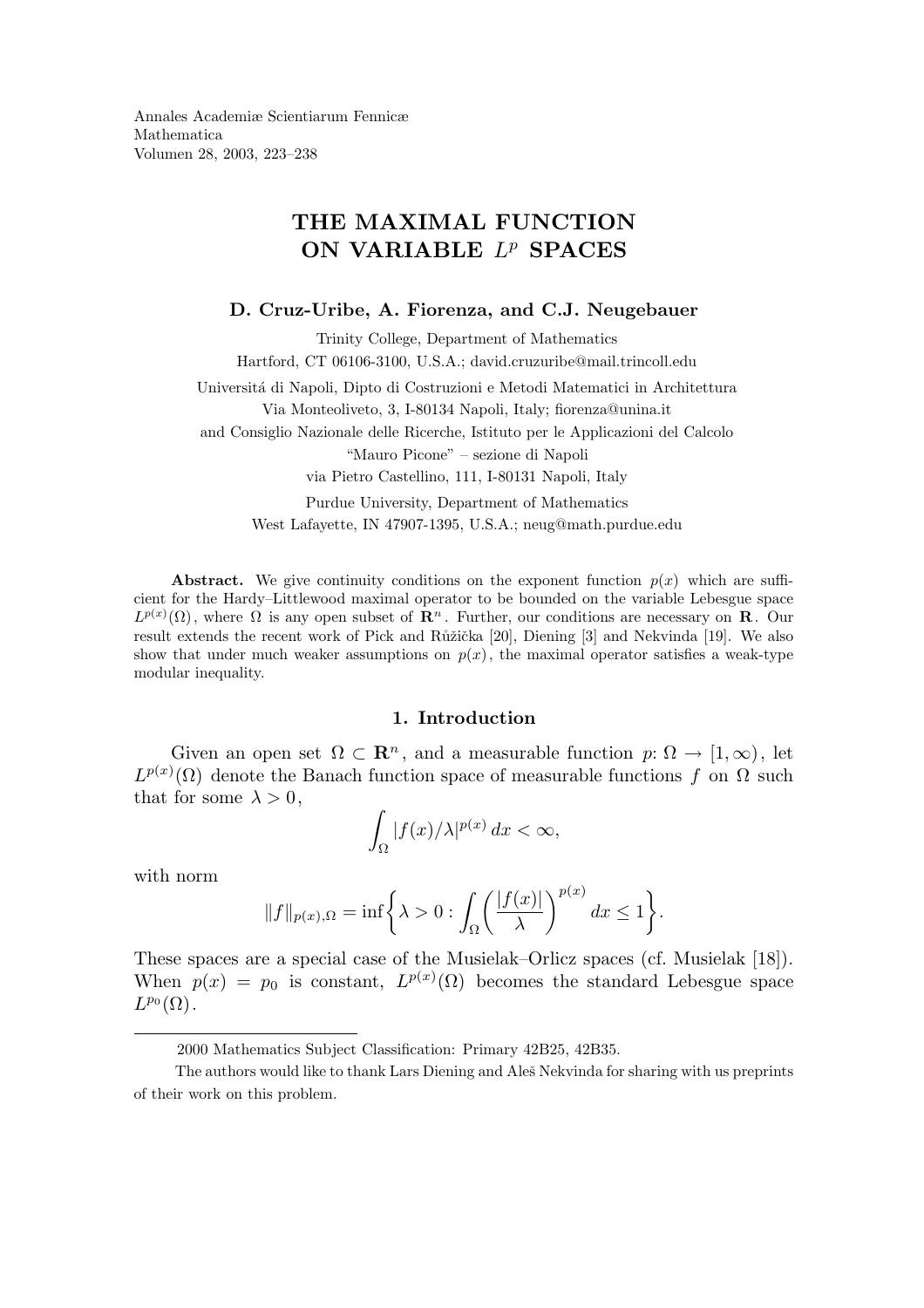Annales Academiæ Scientiarum Fennicæ
Mathematica
Volumen 28, 2003, 223–238

# THE MAXIMAL FUNCTION ON VARIABLE $L^p$ SPACES

**D. Cruz-Uribe, A. Fiorenza, and C.J. Neugebauer**

Trinity College, Department of Mathematics
Hartford, CT 06106-3100, U.S.A.; david.cruzuribe@mail.trincoll.edu

Universitá di Napoli, Dipto di Costruzioni e Metodi Matematici in Architettura
Via Monteoliveto, 3, I-80134 Napoli, Italy; fiorenza@unina.it
and Consiglio Nazionale delle Ricerche, Istituto per le Applicazioni del Calcolo
"Mauro Picone" – sezione di Napoli
via Pietro Castellino, 111, I-80131 Napoli, Italy

Purdue University, Department of Mathematics
West Lafayette, IN 47907-1395, U.S.A.; neug@math.purdue.edu

**Abstract.** We give continuity conditions on the exponent function $p(x)$ which are sufficient for the Hardy–Littlewood maximal operator to be bounded on the variable Lebesgue space $L^{p(x)}(\Omega)$, where $\Omega$ is any open subset of $\mathbf{R}^n$. Further, our conditions are necessary on $\mathbf{R}$. Our result extends the recent work of Pick and Růžička [20], Diening [3] and Nekvinda [19]. We also show that under much weaker assumptions on $p(x)$, the maximal operator satisfies a weak-type modular inequality.

## 1. Introduction

Given an open set $\Omega \subset \mathbf{R}^n$, and a measurable function $p\colon \Omega \to [1,\infty)$, let $L^{p(x)}(\Omega)$ denote the Banach function space of measurable functions $f$ on $\Omega$ such that for some $\lambda > 0$,

$$\int_\Omega |f(x)/\lambda|^{p(x)}\,dx < \infty,$$

with norm

$$\|f\|_{p(x),\Omega} = \inf\left\{\lambda > 0 : \int_\Omega \left(\frac{|f(x)|}{\lambda}\right)^{p(x)} dx \le 1\right\}.$$

These spaces are a special case of the Musielak–Orlicz spaces (cf. Musielak [18]). When $p(x) = p_0$ is constant, $L^{p(x)}(\Omega)$ becomes the standard Lebesgue space $L^{p_0}(\Omega)$.

---

2000 Mathematics Subject Classification: Primary 42B25, 42B35.

The authors would like to thank Lars Diening and Aleš Nekvinda for sharing with us preprints of their work on this problem.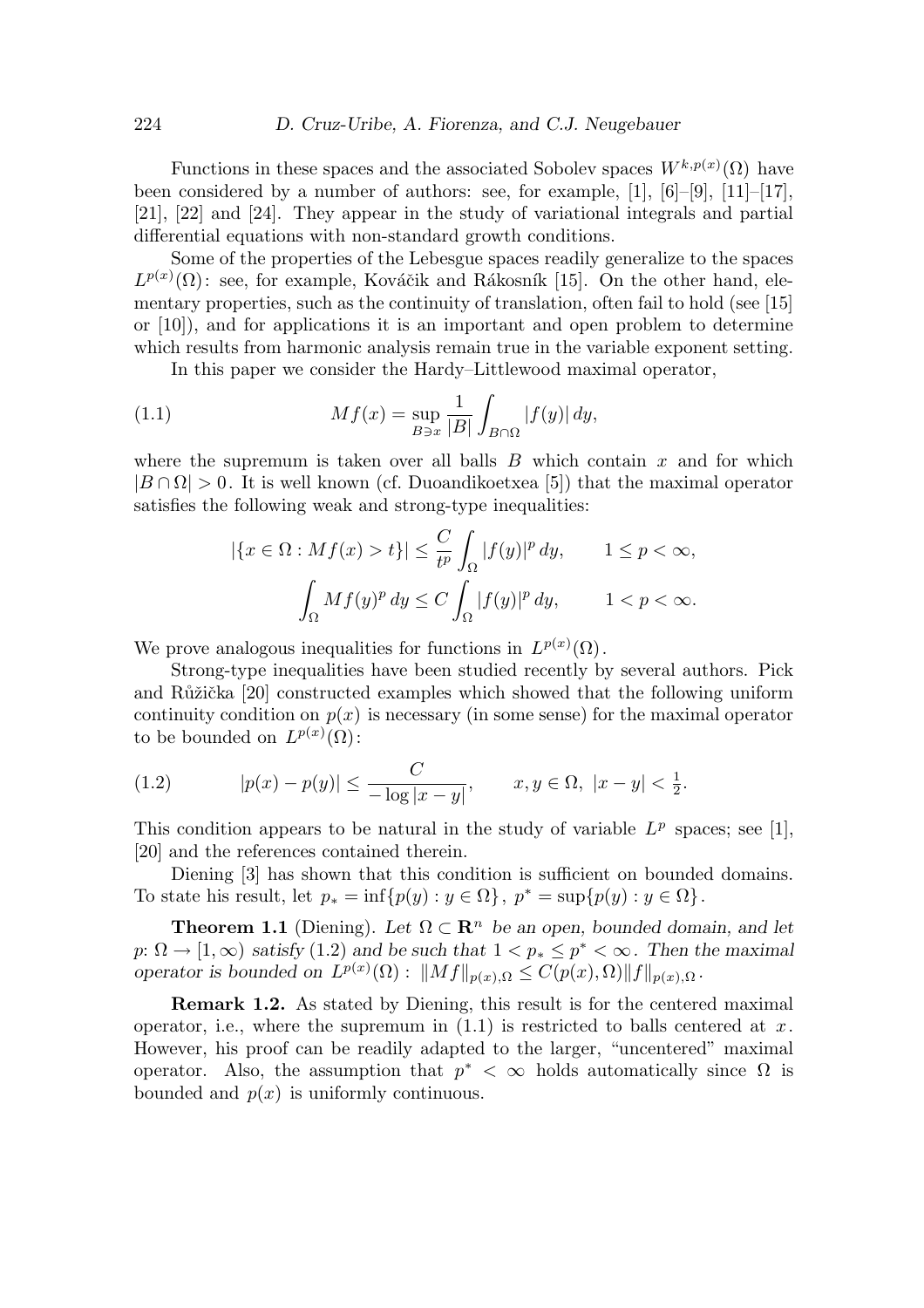Functions in these spaces and the associated Sobolev spaces $W^{k,p(x)}(\Omega)$ have been considered by a number of authors: see, for example, [1], [6]–[9], [11]–[17], [21], [22] and [24]. They appear in the study of variational integrals and partial differential equations with non-standard growth conditions.

Some of the properties of the Lebesgue spaces readily generalize to the spaces $L^{p(x)}(\Omega)$: see, for example, Kováčik and Rákosník [15]. On the other hand, elementary properties, such as the continuity of translation, often fail to hold (see [15] or [10]), and for applications it is an important and open problem to determine which results from harmonic analysis remain true in the variable exponent setting.

In this paper we consider the Hardy–Littlewood maximal operator,

$$Mf(x) = \sup_{B \ni x} \frac{1}{|B|} \int_{B \cap \Omega} |f(y)| \, dy, \tag{1.1}$$

where the supremum is taken over all balls $B$ which contain $x$ and for which $|B \cap \Omega| > 0$. It is well known (cf. Duoandikoetxea [5]) that the maximal operator satisfies the following weak and strong-type inequalities:

$$|\{x \in \Omega : Mf(x) > t\}| \leq \frac{C}{t^p} \int_\Omega |f(y)|^p \, dy, \qquad 1 \leq p < \infty,$$

$$\int_\Omega Mf(y)^p \, dy \leq C \int_\Omega |f(y)|^p \, dy, \qquad 1 < p < \infty.$$

We prove analogous inequalities for functions in $L^{p(x)}(\Omega)$.

Strong-type inequalities have been studied recently by several authors. Pick and Růžička [20] constructed examples which showed that the following uniform continuity condition on $p(x)$ is necessary (in some sense) for the maximal operator to be bounded on $L^{p(x)}(\Omega)$:

$$|p(x) - p(y)| \leq \frac{C}{-\log|x-y|}, \qquad x, y \in \Omega, \ |x-y| < \tfrac{1}{2}. \tag{1.2}$$

This condition appears to be natural in the study of variable $L^p$ spaces; see [1], [20] and the references contained therein.

Diening [3] has shown that this condition is sufficient on bounded domains. To state his result, let $p_* = \inf\{p(y) : y \in \Omega\}$, $p^* = \sup\{p(y) : y \in \Omega\}$.

**Theorem 1.1** (Diening). *Let $\Omega \subset \mathbf{R}^n$ be an open, bounded domain, and let $p \colon \Omega \to [1, \infty)$ satisfy (1.2) and be such that $1 < p_* \leq p^* < \infty$. Then the maximal operator is bounded on $L^{p(x)}(\Omega)$: $\|Mf\|_{p(x),\Omega} \leq C(p(x), \Omega)\|f\|_{p(x),\Omega}$.*

**Remark 1.2.** As stated by Diening, this result is for the centered maximal operator, i.e., where the supremum in (1.1) is restricted to balls centered at $x$. However, his proof can be readily adapted to the larger, "uncentered" maximal operator. Also, the assumption that $p^* < \infty$ holds automatically since $\Omega$ is bounded and $p(x)$ is uniformly continuous.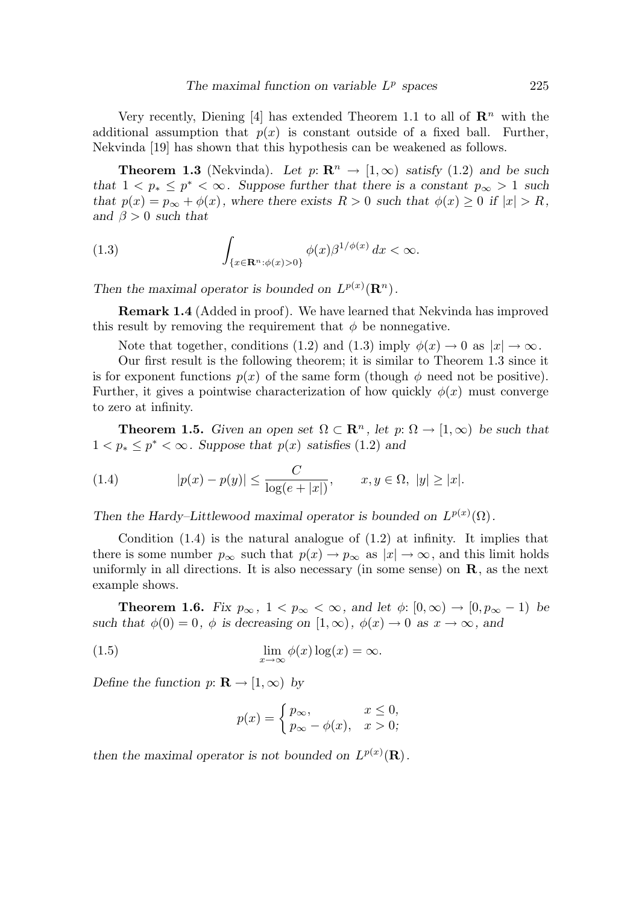Very recently, Diening [4] has extended Theorem 1.1 to all of $\mathbf{R}^n$ with the additional assumption that $p(x)$ is constant outside of a fixed ball. Further, Nekvinda [19] has shown that this hypothesis can be weakened as follows.

**Theorem 1.3** (Nekvinda). *Let $p\colon \mathbf{R}^n \to [1,\infty)$ satisfy (1.2) and be such that $1 < p_* \le p^* < \infty$. Suppose further that there is a constant $p_\infty > 1$ such that $p(x) = p_\infty + \phi(x)$, where there exists $R > 0$ such that $\phi(x) \ge 0$ if $|x| > R$, and $\beta > 0$ such that*

$$\int_{\{x\in\mathbf{R}^n:\phi(x)>0\}} \phi(x)\beta^{1/\phi(x)}\,dx < \infty. \tag{1.3}$$

*Then the maximal operator is bounded on $L^{p(x)}(\mathbf{R}^n)$.*

**Remark 1.4** (Added in proof). We have learned that Nekvinda has improved this result by removing the requirement that $\phi$ be nonnegative.

Note that together, conditions (1.2) and (1.3) imply $\phi(x) \to 0$ as $|x| \to \infty$.

Our first result is the following theorem; it is similar to Theorem 1.3 since it is for exponent functions $p(x)$ of the same form (though $\phi$ need not be positive). Further, it gives a pointwise characterization of how quickly $\phi(x)$ must converge to zero at infinity.

**Theorem 1.5.** *Given an open set $\Omega \subset \mathbf{R}^n$, let $p\colon \Omega \to [1,\infty)$ be such that $1 < p_* \le p^* < \infty$. Suppose that $p(x)$ satisfies (1.2) and*

$$|p(x) - p(y)| \le \frac{C}{\log(e + |x|)}, \qquad x, y \in \Omega,\ |y| \ge |x|. \tag{1.4}$$

*Then the Hardy–Littlewood maximal operator is bounded on $L^{p(x)}(\Omega)$.*

Condition (1.4) is the natural analogue of (1.2) at infinity. It implies that there is some number $p_\infty$ such that $p(x) \to p_\infty$ as $|x| \to \infty$, and this limit holds uniformly in all directions. It is also necessary (in some sense) on $\mathbf{R}$, as the next example shows.

**Theorem 1.6.** *Fix $p_\infty$, $1 < p_\infty < \infty$, and let $\phi\colon [0,\infty) \to [0, p_\infty - 1)$ be such that $\phi(0) = 0$, $\phi$ is decreasing on $[1,\infty)$, $\phi(x) \to 0$ as $x \to \infty$, and*

$$\lim_{x\to\infty} \phi(x)\log(x) = \infty. \tag{1.5}$$

*Define the function $p\colon \mathbf{R} \to [1,\infty)$ by*

$$p(x) = \begin{cases} p_\infty, & x \le 0, \\ p_\infty - \phi(x), & x > 0; \end{cases}$$

*then the maximal operator is not bounded on $L^{p(x)}(\mathbf{R})$.*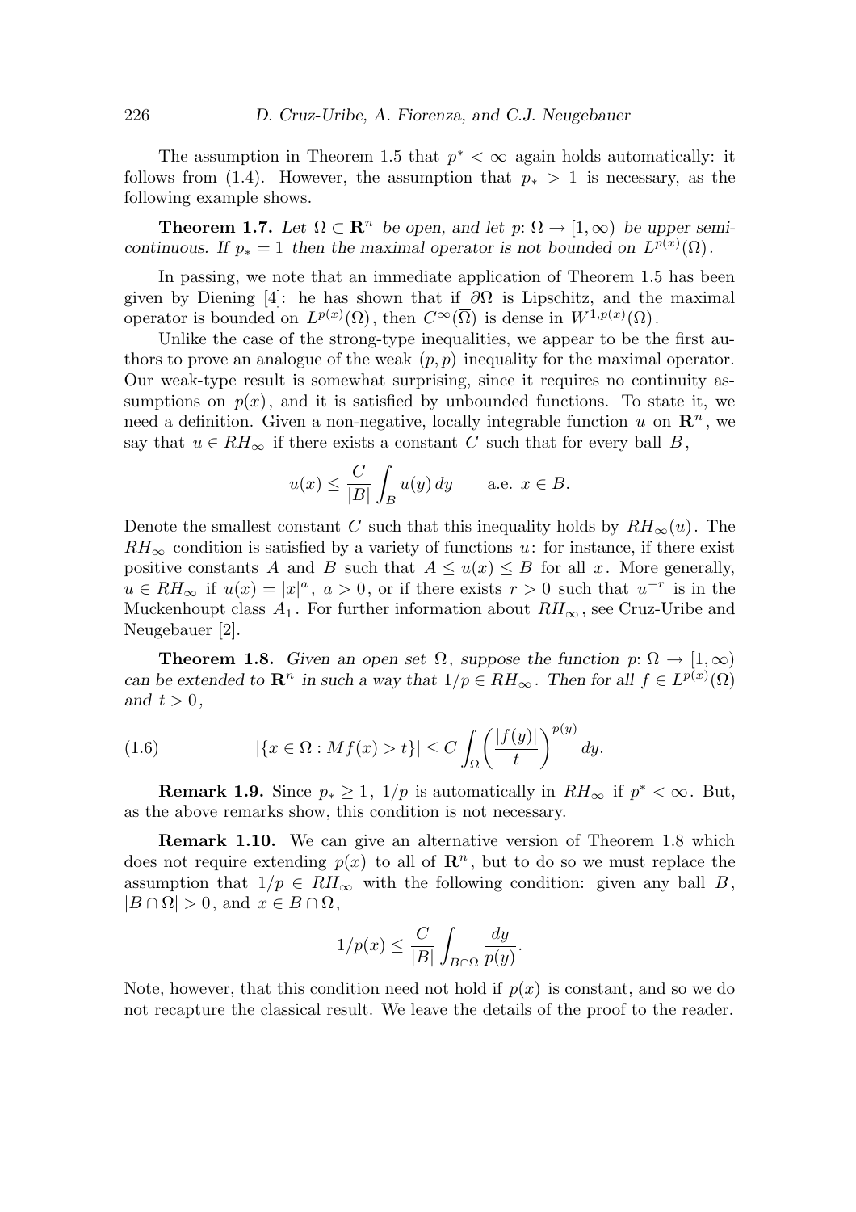The assumption in Theorem 1.5 that $p^* < \infty$ again holds automatically: it follows from (1.4). However, the assumption that $p_* > 1$ is necessary, as the following example shows.

**Theorem 1.7.** *Let $\Omega \subset \mathbf{R}^n$ be open, and let $p: \Omega \to [1, \infty)$ be upper semicontinuous. If $p_* = 1$ then the maximal operator is not bounded on $L^{p(x)}(\Omega)$.*

In passing, we note that an immediate application of Theorem 1.5 has been given by Diening [4]: he has shown that if $\partial\Omega$ is Lipschitz, and the maximal operator is bounded on $L^{p(x)}(\Omega)$, then $C^\infty(\overline{\Omega})$ is dense in $W^{1,p(x)}(\Omega)$.

Unlike the case of the strong-type inequalities, we appear to be the first authors to prove an analogue of the weak $(p,p)$ inequality for the maximal operator. Our weak-type result is somewhat surprising, since it requires no continuity assumptions on $p(x)$, and it is satisfied by unbounded functions. To state it, we need a definition. Given a non-negative, locally integrable function $u$ on $\mathbf{R}^n$, we say that $u \in RH_\infty$ if there exists a constant $C$ such that for every ball $B$,

$$u(x) \leq \frac{C}{|B|} \int_B u(y)\,dy \qquad \text{a.e. } x \in B.$$

Denote the smallest constant $C$ such that this inequality holds by $RH_\infty(u)$. The $RH_\infty$ condition is satisfied by a variety of functions $u$: for instance, if there exist positive constants $A$ and $B$ such that $A \leq u(x) \leq B$ for all $x$. More generally, $u \in RH_\infty$ if $u(x) = |x|^a$, $a > 0$, or if there exists $r > 0$ such that $u^{-r}$ is in the Muckenhoupt class $A_1$. For further information about $RH_\infty$, see Cruz-Uribe and Neugebauer [2].

**Theorem 1.8.** *Given an open set $\Omega$, suppose the function $p: \Omega \to [1, \infty)$ can be extended to $\mathbf{R}^n$ in such a way that $1/p \in RH_\infty$. Then for all $f \in L^{p(x)}(\Omega)$ and $t > 0$,*

$$|\{x \in \Omega : Mf(x) > t\}| \leq C \int_\Omega \left( \frac{|f(y)|}{t} \right)^{p(y)} dy. \tag{1.6}$$

**Remark 1.9.** Since $p_* \geq 1$, $1/p$ is automatically in $RH_\infty$ if $p^* < \infty$. But, as the above remarks show, this condition is not necessary.

**Remark 1.10.** We can give an alternative version of Theorem 1.8 which does not require extending $p(x)$ to all of $\mathbf{R}^n$, but to do so we must replace the assumption that $1/p \in RH_\infty$ with the following condition: given any ball $B$, $|B \cap \Omega| > 0$, and $x \in B \cap \Omega$,

$$1/p(x) \leq \frac{C}{|B|} \int_{B \cap \Omega} \frac{dy}{p(y)}.$$

Note, however, that this condition need not hold if $p(x)$ is constant, and so we do not recapture the classical result. We leave the details of the proof to the reader.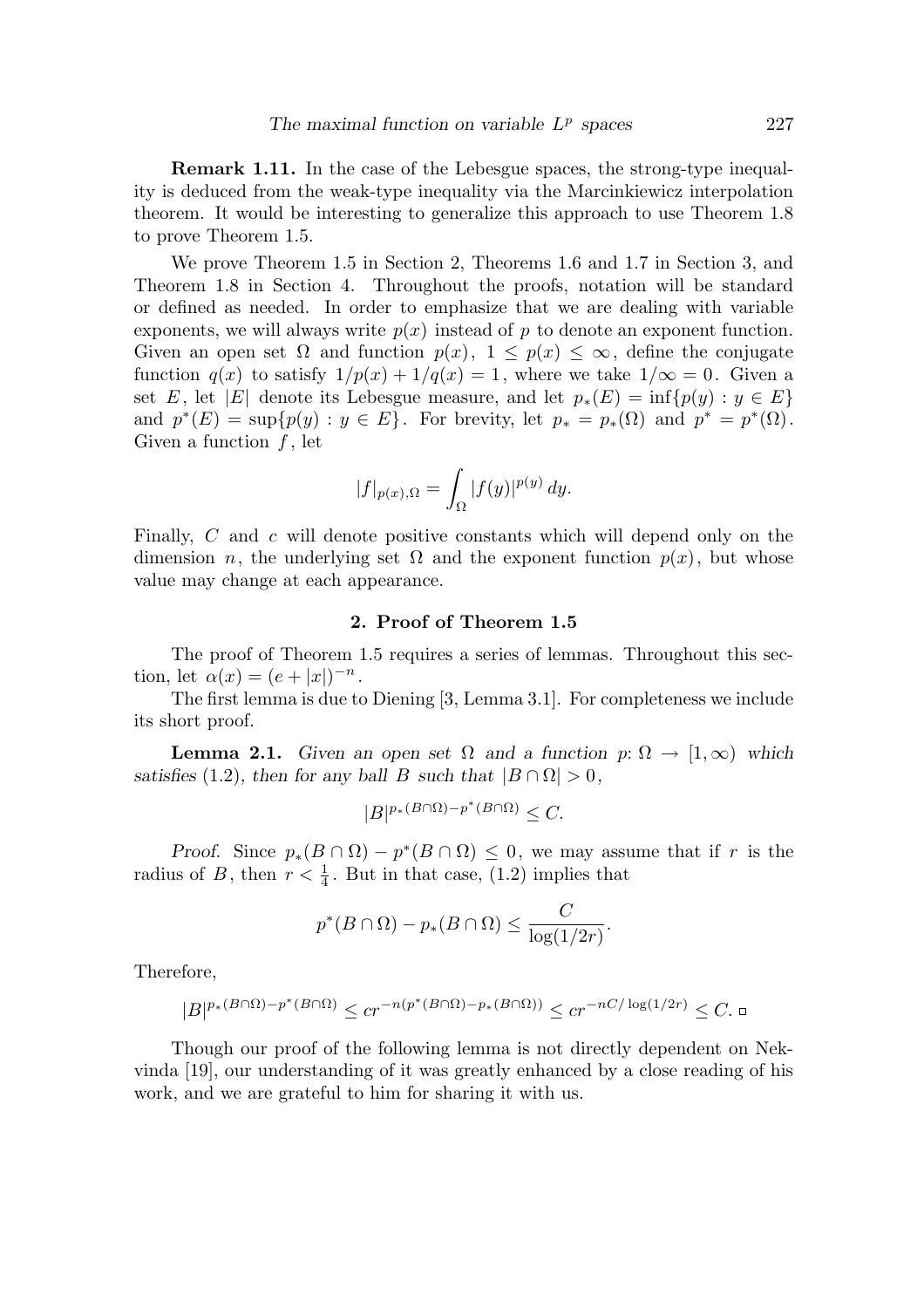**Remark 1.11.** In the case of the Lebesgue spaces, the strong-type inequality is deduced from the weak-type inequality via the Marcinkiewicz interpolation theorem. It would be interesting to generalize this approach to use Theorem 1.8 to prove Theorem 1.5.

We prove Theorem 1.5 in Section 2, Theorems 1.6 and 1.7 in Section 3, and Theorem 1.8 in Section 4. Throughout the proofs, notation will be standard or defined as needed. In order to emphasize that we are dealing with variable exponents, we will always write $p(x)$ instead of $p$ to denote an exponent function. Given an open set $\Omega$ and function $p(x)$, $1 \le p(x) \le \infty$, define the conjugate function $q(x)$ to satisfy $1/p(x) + 1/q(x) = 1$, where we take $1/\infty = 0$. Given a set $E$, let $|E|$ denote its Lebesgue measure, and let $p_*(E) = \inf\{p(y) : y \in E\}$ and $p^*(E) = \sup\{p(y) : y \in E\}$. For brevity, let $p_* = p_*(\Omega)$ and $p^* = p^*(\Omega)$. Given a function $f$, let

$$|f|_{p(x),\Omega} = \int_\Omega |f(y)|^{p(y)}\, dy.$$

Finally, $C$ and $c$ will denote positive constants which will depend only on the dimension $n$, the underlying set $\Omega$ and the exponent function $p(x)$, but whose value may change at each appearance.

## 2. Proof of Theorem 1.5

The proof of Theorem 1.5 requires a series of lemmas. Throughout this section, let $\alpha(x) = (e + |x|)^{-n}$.

The first lemma is due to Diening [3, Lemma 3.1]. For completeness we include its short proof.

**Lemma 2.1.** *Given an open set $\Omega$ and a function $p\colon \Omega \to [1,\infty)$ which satisfies* (1.2)*, then for any ball $B$ such that $|B \cap \Omega| > 0$,*

$$|B|^{p_*(B\cap\Omega) - p^*(B\cap\Omega)} \le C.$$

*Proof.* Since $p_*(B \cap \Omega) - p^*(B \cap \Omega) \le 0$, we may assume that if $r$ is the radius of $B$, then $r < \frac{1}{4}$. But in that case, (1.2) implies that

$$p^*(B\cap\Omega) - p_*(B\cap\Omega) \le \frac{C}{\log(1/2r)}.$$

Therefore,

$$|B|^{p_*(B\cap\Omega) - p^*(B\cap\Omega)} \le cr^{-n(p^*(B\cap\Omega) - p_*(B\cap\Omega))} \le cr^{-nC/\log(1/2r)} \le C. \quad \square$$

Though our proof of the following lemma is not directly dependent on Nekvinda [19], our understanding of it was greatly enhanced by a close reading of his work, and we are grateful to him for sharing it with us.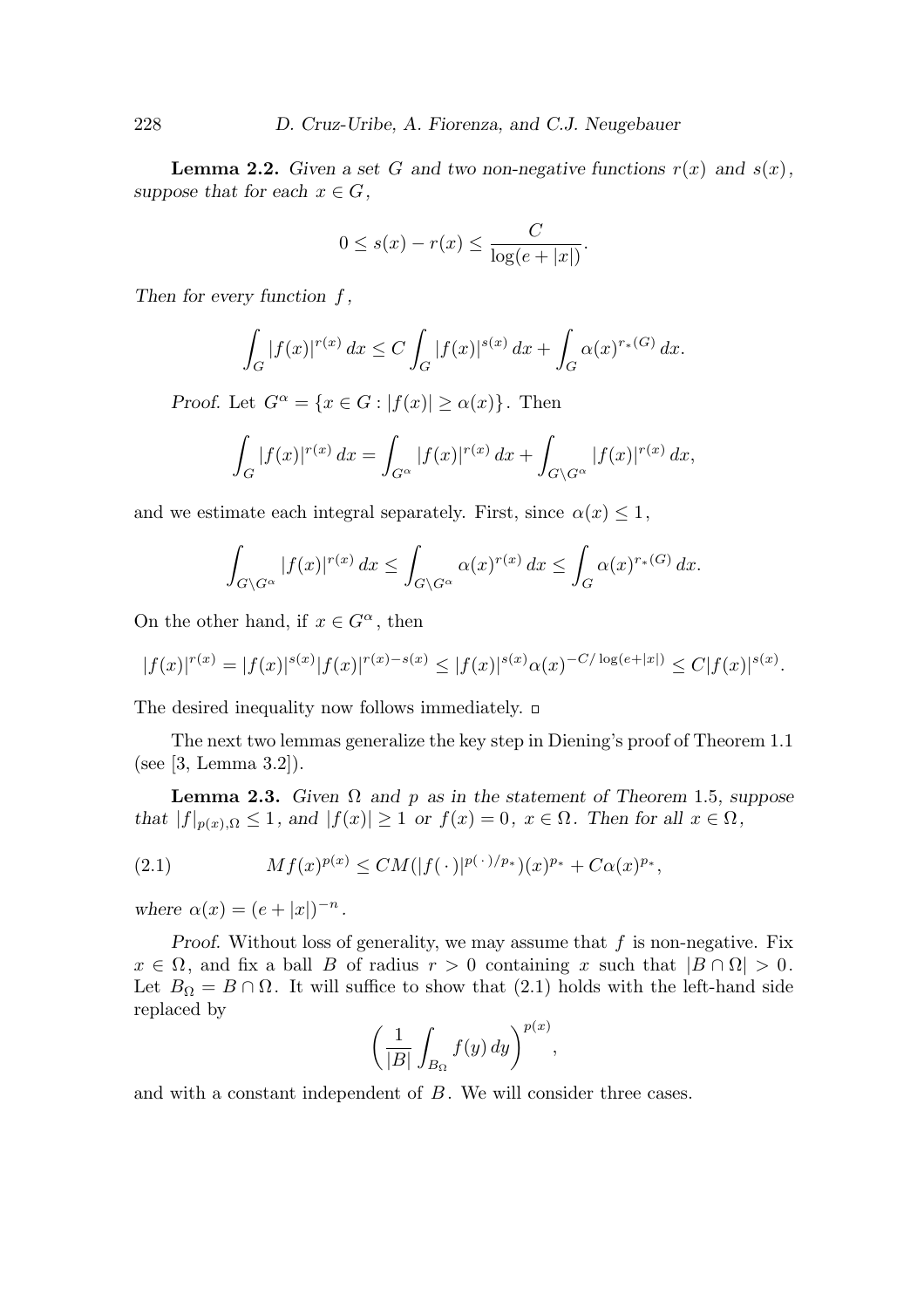**Lemma 2.2.** *Given a set $G$ and two non-negative functions $r(x)$ and $s(x)$, suppose that for each $x \in G$,*

$$0 \le s(x) - r(x) \le \frac{C}{\log(e + |x|)}.$$

*Then for every function $f$,*

$$\int_G |f(x)|^{r(x)}\,dx \le C \int_G |f(x)|^{s(x)}\,dx + \int_G \alpha(x)^{r_*(G)}\,dx.$$

*Proof.* Let $G^\alpha = \{x \in G : |f(x)| \ge \alpha(x)\}$. Then

$$\int_G |f(x)|^{r(x)}\,dx = \int_{G^\alpha} |f(x)|^{r(x)}\,dx + \int_{G \setminus G^\alpha} |f(x)|^{r(x)}\,dx,$$

and we estimate each integral separately. First, since $\alpha(x) \le 1$,

$$\int_{G\setminus G^\alpha} |f(x)|^{r(x)}\,dx \le \int_{G \setminus G^\alpha} \alpha(x)^{r(x)}\,dx \le \int_G \alpha(x)^{r_*(G)}\,dx.$$

On the other hand, if $x \in G^\alpha$, then

$$|f(x)|^{r(x)} = |f(x)|^{s(x)}|f(x)|^{r(x)-s(x)} \le |f(x)|^{s(x)}\alpha(x)^{-C/\log(e+|x|)} \le C|f(x)|^{s(x)}.$$

The desired inequality now follows immediately. ▫

The next two lemmas generalize the key step in Diening's proof of Theorem 1.1 (see [3, Lemma 3.2]).

**Lemma 2.3.** *Given $\Omega$ and $p$ as in the statement of Theorem 1.5, suppose that $|f|_{p(x),\Omega} \le 1$, and $|f(x)| \ge 1$ or $f(x) = 0$, $x \in \Omega$. Then for all $x \in \Omega$,*

$$Mf(x)^{p(x)} \le CM(|f(\cdot)|^{p(\cdot)/p_*})(x)^{p_*} + C\alpha(x)^{p_*}, \tag{2.1}$$

*where $\alpha(x) = (e + |x|)^{-n}$.*

*Proof.* Without loss of generality, we may assume that $f$ is non-negative. Fix $x \in \Omega$, and fix a ball $B$ of radius $r > 0$ containing $x$ such that $|B \cap \Omega| > 0$. Let $B_\Omega = B \cap \Omega$. It will suffice to show that (2.1) holds with the left-hand side replaced by

$$\left(\frac{1}{|B|}\int_{B_\Omega} f(y)\,dy\right)^{p(x)},$$

and with a constant independent of $B$. We will consider three cases.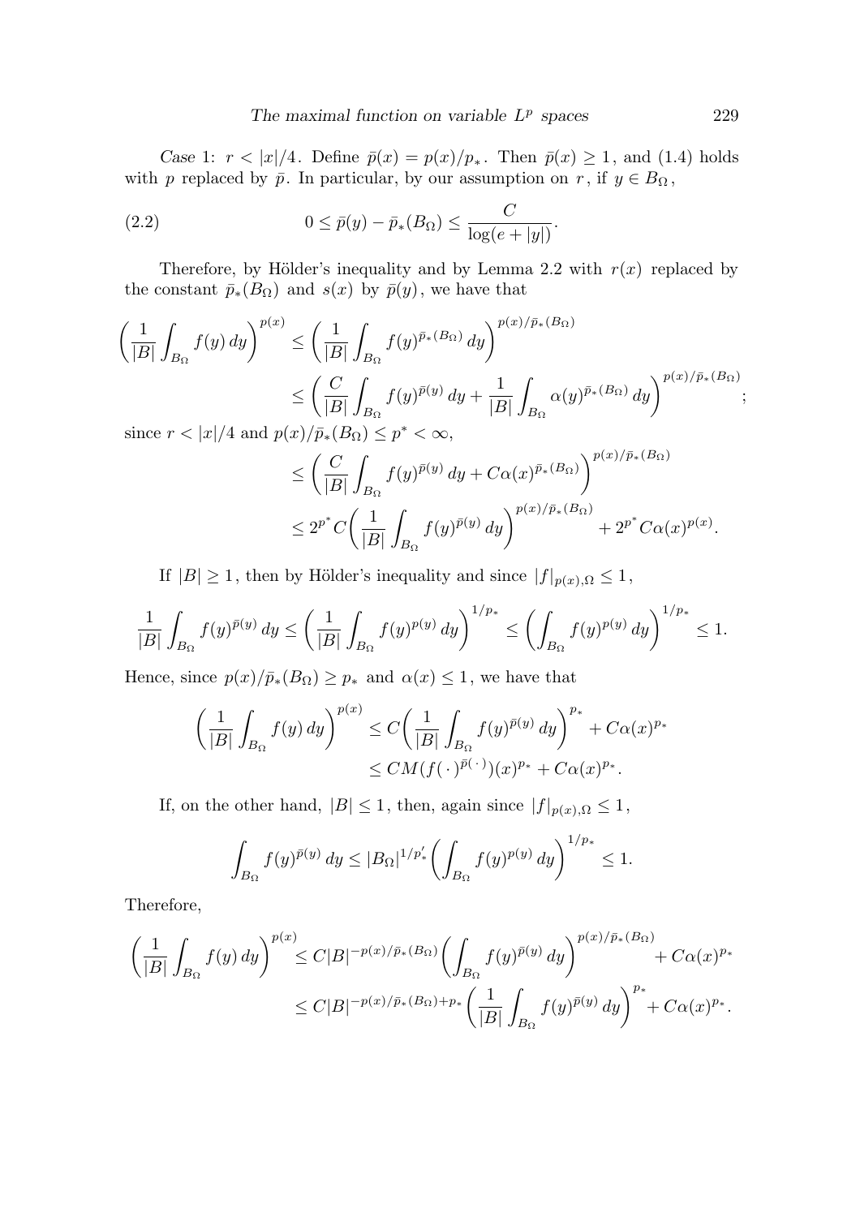*Case 1*: $r < |x|/4$. Define $\bar{p}(x) = p(x)/p_*$. Then $\bar{p}(x) \geq 1$, and (1.4) holds with $p$ replaced by $\bar{p}$. In particular, by our assumption on $r$, if $y \in B_\Omega$,

$$0 \leq \bar{p}(y) - \bar{p}_*(B_\Omega) \leq \frac{C}{\log(e + |y|)}. \tag{2.2}$$

Therefore, by Hölder's inequality and by Lemma 2.2 with $r(x)$ replaced by the constant $\bar{p}_*(B_\Omega)$ and $s(x)$ by $\bar{p}(y)$, we have that

$$\begin{aligned}
\left(\frac{1}{|B|}\int_{B_\Omega} f(y)\,dy\right)^{p(x)} &\leq \left(\frac{1}{|B|}\int_{B_\Omega} f(y)^{\bar{p}_*(B_\Omega)}\,dy\right)^{p(x)/\bar{p}_*(B_\Omega)} \\
&\leq \left(\frac{C}{|B|}\int_{B_\Omega} f(y)^{\bar{p}(y)}\,dy + \frac{1}{|B|}\int_{B_\Omega} \alpha(y)^{\bar{p}_*(B_\Omega)}\,dy\right)^{p(x)/\bar{p}_*(B_\Omega)};
\end{aligned}$$

since $r < |x|/4$ and $p(x)/\bar{p}_*(B_\Omega) \leq p^* < \infty$,

$$\begin{aligned}
&\leq \left(\frac{C}{|B|}\int_{B_\Omega} f(y)^{\bar{p}(y)}\,dy + C\alpha(x)^{\bar{p}_*(B_\Omega)}\right)^{p(x)/\bar{p}_*(B_\Omega)} \\
&\leq 2^{p^*}C\left(\frac{1}{|B|}\int_{B_\Omega} f(y)^{\bar{p}(y)}\,dy\right)^{p(x)/\bar{p}_*(B_\Omega)} + 2^{p^*}C\alpha(x)^{p(x)}.
\end{aligned}$$

If $|B| \geq 1$, then by Hölder's inequality and since $|f|_{p(x),\Omega} \leq 1$,

$$\frac{1}{|B|}\int_{B_\Omega} f(y)^{\bar{p}(y)}\,dy \leq \left(\frac{1}{|B|}\int_{B_\Omega} f(y)^{p(y)}\,dy\right)^{1/p_*} \leq \left(\int_{B_\Omega} f(y)^{p(y)}\,dy\right)^{1/p_*} \leq 1.$$

Hence, since $p(x)/\bar{p}_*(B_\Omega) \geq p_*$ and $\alpha(x) \leq 1$, we have that

$$\begin{aligned}
\left(\frac{1}{|B|}\int_{B_\Omega} f(y)\,dy\right)^{p(x)} &\leq C\left(\frac{1}{|B|}\int_{B_\Omega} f(y)^{\bar{p}(y)}\,dy\right)^{p_*} + C\alpha(x)^{p_*} \\
&\leq CM(f(\,\cdot\,)^{\bar{p}(\,\cdot\,)})(x)^{p_*} + C\alpha(x)^{p_*}.
\end{aligned}$$

If, on the other hand, $|B| \leq 1$, then, again since $|f|_{p(x),\Omega} \leq 1$,

$$\int_{B_\Omega} f(y)^{\bar{p}(y)}\,dy \leq |B_\Omega|^{1/p_*'}\left(\int_{B_\Omega} f(y)^{p(y)}\,dy\right)^{1/p_*} \leq 1.$$

Therefore,

$$\begin{aligned}
\left(\frac{1}{|B|}\int_{B_\Omega} f(y)\,dy\right)^{p(x)} &\leq C|B|^{-p(x)/\bar{p}_*(B_\Omega)}\left(\int_{B_\Omega} f(y)^{\bar{p}(y)}\,dy\right)^{p(x)/\bar{p}_*(B_\Omega)} + C\alpha(x)^{p_*} \\
&\leq C|B|^{-p(x)/\bar{p}_*(B_\Omega)+p_*}\left(\frac{1}{|B|}\int_{B_\Omega} f(y)^{\bar{p}(y)}\,dy\right)^{p_*} + C\alpha(x)^{p_*}.
\end{aligned}$$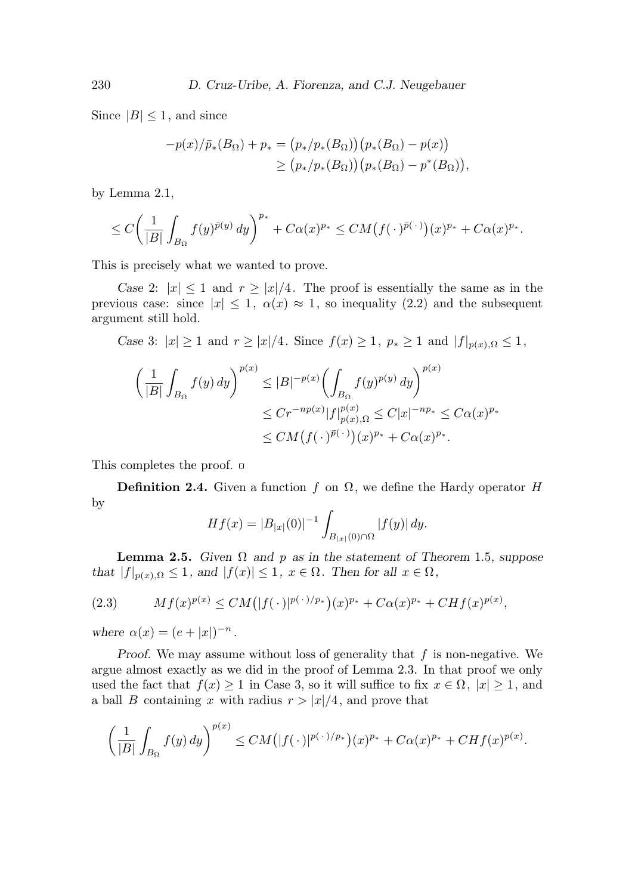Since $|B| \le 1$, and since

$$
\begin{aligned}
-p(x)/\bar{p}_*(B_\Omega) + p_* &= \big(p_*/p_*(B_\Omega)\big)\big(p_*(B_\Omega) - p(x)\big) \\
&\ge \big(p_*/p_*(B_\Omega)\big)\big(p_*(B_\Omega) - p^*(B_\Omega)\big),
\end{aligned}
$$

by Lemma 2.1,

$$
\le C\bigg(\frac{1}{|B|}\int_{B_\Omega} f(y)^{\bar{p}(y)}\,dy\bigg)^{p_*} + C\alpha(x)^{p_*} \le CM\big(f(\,\cdot\,)^{\bar{p}(\,\cdot\,)}\big)(x)^{p_*} + C\alpha(x)^{p_*}.
$$

This is precisely what we wanted to prove.

*Case* 2: $|x| \le 1$ and $r \ge |x|/4$. The proof is essentially the same as in the previous case: since $|x| \le 1$, $\alpha(x) \approx 1$, so inequality (2.2) and the subsequent argument still hold.

*Case* 3: $|x| \ge 1$ and $r \ge |x|/4$. Since $f(x) \ge 1$, $p_* \ge 1$ and $|f|_{p(x),\Omega} \le 1$,

$$
\begin{aligned}
\bigg(\frac{1}{|B|}\int_{B_\Omega} f(y)\,dy\bigg)^{p(x)} &\le |B|^{-p(x)}\bigg(\int_{B_\Omega} f(y)^{p(y)}\,dy\bigg)^{p(x)} \\
&\le Cr^{-np(x)}|f|_{p(x),\Omega}^{p(x)} \le C|x|^{-np_*} \le C\alpha(x)^{p_*} \\
&\le CM\big(f(\,\cdot\,)^{\bar{p}(\,\cdot\,)}\big)(x)^{p_*} + C\alpha(x)^{p_*}.
\end{aligned}
$$

This completes the proof. □

**Definition 2.4.** Given a function $f$ on $\Omega$, we define the Hardy operator $H$ by

$$
Hf(x) = |B_{|x|}(0)|^{-1}\int_{B_{|x|}(0)\cap\Omega} |f(y)|\,dy.
$$

**Lemma 2.5.** *Given $\Omega$ and $p$ as in the statement of Theorem 1.5, suppose that $|f|_{p(x),\Omega} \le 1$, and $|f(x)| \le 1$, $x \in \Omega$. Then for all $x \in \Omega$,*

$$
Mf(x)^{p(x)} \le CM\big(|f(\,\cdot\,)|^{p(\,\cdot\,)/p_*}\big)(x)^{p_*} + C\alpha(x)^{p_*} + CHf(x)^{p(x)}, \tag{2.3}
$$

*where $\alpha(x) = (e + |x|)^{-n}$.*

*Proof.* We may assume without loss of generality that $f$ is non-negative. We argue almost exactly as we did in the proof of Lemma 2.3. In that proof we only used the fact that $f(x) \ge 1$ in Case 3, so it will suffice to fix $x \in \Omega$, $|x| \ge 1$, and a ball $B$ containing $x$ with radius $r > |x|/4$, and prove that

$$
\bigg(\frac{1}{|B|}\int_{B_\Omega} f(y)\,dy\bigg)^{p(x)} \le CM\big(|f(\,\cdot\,)|^{p(\,\cdot\,)/p_*}\big)(x)^{p_*} + C\alpha(x)^{p_*} + CHf(x)^{p(x)}.
$$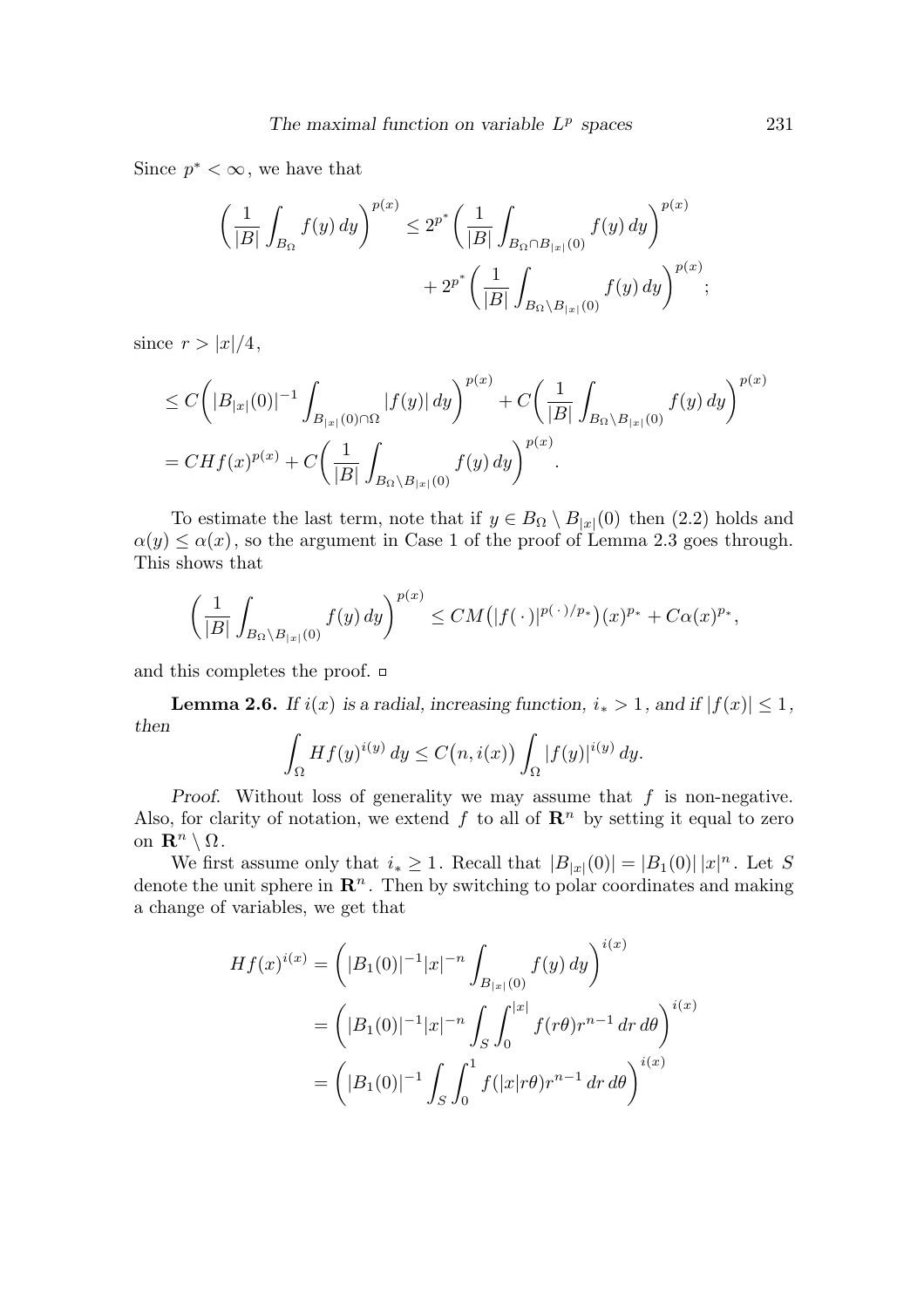Since $p^* < \infty$, we have that

$$\left( \frac{1}{|B|} \int_{B_\Omega} f(y)\,dy \right)^{p(x)} \leq 2^{p^*} \left( \frac{1}{|B|} \int_{B_\Omega \cap B_{|x|}(0)} f(y)\,dy \right)^{p(x)} + 2^{p^*} \left( \frac{1}{|B|} \int_{B_\Omega \setminus B_{|x|}(0)} f(y)\,dy \right)^{p(x)};$$

since $r > |x|/4$,

$$\leq C \left( |B_{|x|}(0)|^{-1} \int_{B_{|x|}(0) \cap \Omega} |f(y)|\,dy \right)^{p(x)} + C \left( \frac{1}{|B|} \int_{B_\Omega \setminus B_{|x|}(0)} f(y)\,dy \right)^{p(x)}$$

$$= CHf(x)^{p(x)} + C \left( \frac{1}{|B|} \int_{B_\Omega \setminus B_{|x|}(0)} f(y)\,dy \right)^{p(x)}.$$

To estimate the last term, note that if $y \in B_\Omega \setminus B_{|x|}(0)$ then (2.2) holds and $\alpha(y) \leq \alpha(x)$, so the argument in Case 1 of the proof of Lemma 2.3 goes through. This shows that

$$\left( \frac{1}{|B|} \int_{B_\Omega \setminus B_{|x|}(0)} f(y)\,dy \right)^{p(x)} \leq CM\big(|f(\cdot)|^{p(\cdot)/p_*}\big)(x)^{p_*} + C\alpha(x)^{p_*},$$

and this completes the proof. □

**Lemma 2.6.** *If $i(x)$ is a radial, increasing function, $i_* > 1$, and if $|f(x)| \leq 1$, then*

$$\int_\Omega Hf(y)^{i(y)}\,dy \leq C\big(n, i(x)\big) \int_\Omega |f(y)|^{i(y)}\,dy.$$

*Proof.* Without loss of generality we may assume that $f$ is non-negative. Also, for clarity of notation, we extend $f$ to all of $\mathbf{R}^n$ by setting it equal to zero on $\mathbf{R}^n \setminus \Omega$.

We first assume only that $i_* \geq 1$. Recall that $|B_{|x|}(0)| = |B_1(0)|\,|x|^n$. Let $S$ denote the unit sphere in $\mathbf{R}^n$. Then by switching to polar coordinates and making a change of variables, we get that

$$\begin{aligned} Hf(x)^{i(x)} &= \left( |B_1(0)|^{-1} |x|^{-n} \int_{B_{|x|}(0)} f(y)\,dy \right)^{i(x)} \\ &= \left( |B_1(0)|^{-1} |x|^{-n} \int_S \int_0^{|x|} f(r\theta) r^{n-1}\,dr\,d\theta \right)^{i(x)} \\ &= \left( |B_1(0)|^{-1} \int_S \int_0^1 f(|x| r\theta) r^{n-1}\,dr\,d\theta \right)^{i(x)} \end{aligned}$$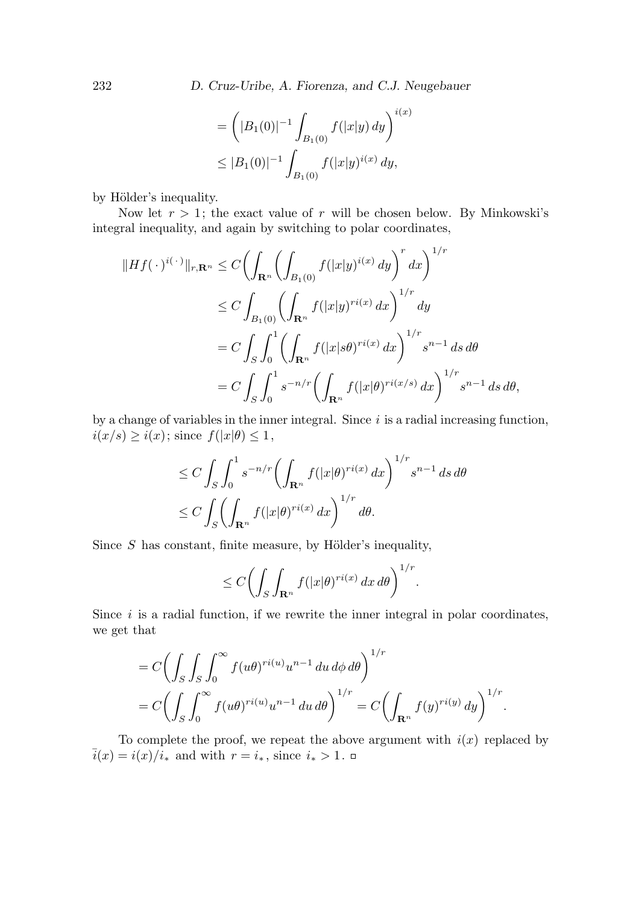$$
\begin{aligned}
&= \left( |B_1(0)|^{-1} \int_{B_1(0)} f(|x|y)\,dy \right)^{i(x)} \\
&\leq |B_1(0)|^{-1} \int_{B_1(0)} f(|x|y)^{i(x)}\,dy,
\end{aligned}
$$

by Hölder's inequality.

Now let $r > 1$; the exact value of $r$ will be chosen below. By Minkowski's integral inequality, and again by switching to polar coordinates,

$$
\begin{aligned}
\|Hf(\,\cdot\,)^{i(\,\cdot\,)}\|_{r,\mathbf{R}^n} &\leq C \left( \int_{\mathbf{R}^n} \left( \int_{B_1(0)} f(|x|y)^{i(x)}\,dy \right)^r dx \right)^{1/r} \\
&\leq C \int_{B_1(0)} \left( \int_{\mathbf{R}^n} f(|x|y)^{ri(x)}\,dx \right)^{1/r} dy \\
&= C \int_S \int_0^1 \left( \int_{\mathbf{R}^n} f(|x|s\theta)^{ri(x)}\,dx \right)^{1/r} s^{n-1}\,ds\,d\theta \\
&= C \int_S \int_0^1 s^{-n/r} \left( \int_{\mathbf{R}^n} f(|x|\theta)^{ri(x/s)}\,dx \right)^{1/r} s^{n-1}\,ds\,d\theta,
\end{aligned}
$$

by a change of variables in the inner integral. Since $i$ is a radial increasing function, $i(x/s) \geq i(x)$; since $f(|x|\theta) \leq 1$,

$$
\begin{aligned}
&\leq C \int_S \int_0^1 s^{-n/r} \left( \int_{\mathbf{R}^n} f(|x|\theta)^{ri(x)}\,dx \right)^{1/r} s^{n-1}\,ds\,d\theta \\
&\leq C \int_S \left( \int_{\mathbf{R}^n} f(|x|\theta)^{ri(x)}\,dx \right)^{1/r} d\theta.
\end{aligned}
$$

Since $S$ has constant, finite measure, by Hölder's inequality,

$$
\leq C \left( \int_S \int_{\mathbf{R}^n} f(|x|\theta)^{ri(x)}\,dx\,d\theta \right)^{1/r}.
$$

Since $i$ is a radial function, if we rewrite the inner integral in polar coordinates, we get that

$$
\begin{aligned}
&= C \left( \int_S \int_S \int_0^\infty f(u\theta)^{ri(u)} u^{n-1}\,du\,d\phi\,d\theta \right)^{1/r} \\
&= C \left( \int_S \int_0^\infty f(u\theta)^{ri(u)} u^{n-1}\,du\,d\theta \right)^{1/r} = C \left( \int_{\mathbf{R}^n} f(y)^{ri(y)}\,dy \right)^{1/r}.
\end{aligned}
$$

To complete the proof, we repeat the above argument with $i(x)$ replaced by $\bar{i}(x) = i(x)/i_*$ and with $r = i_*$, since $i_* > 1$. □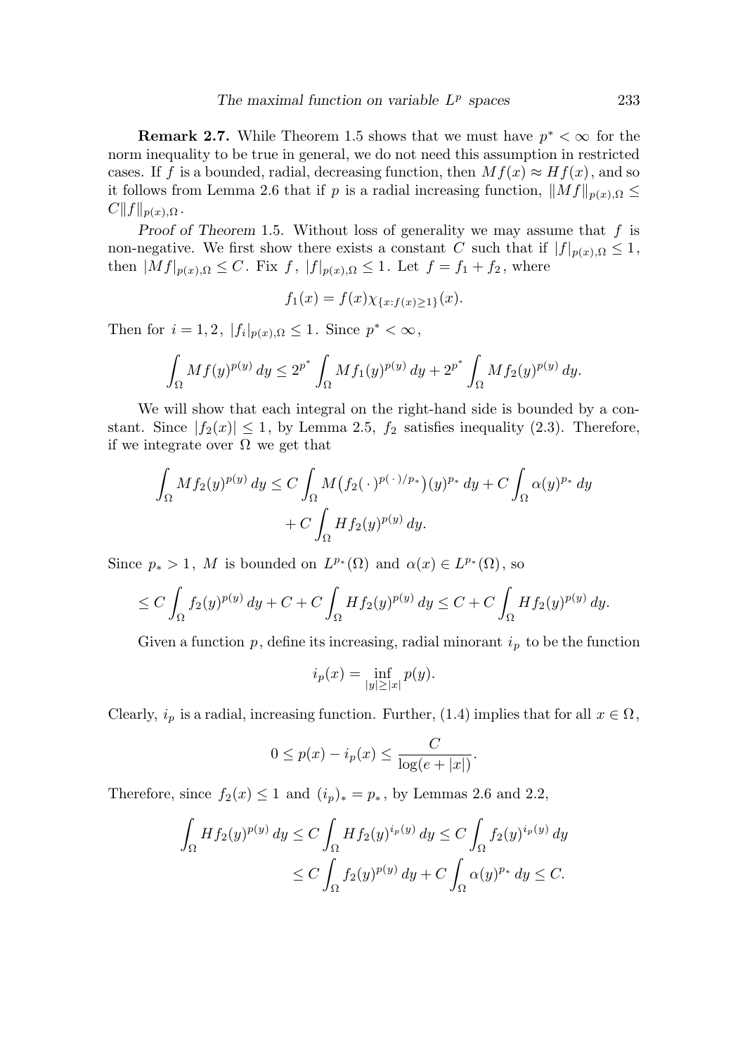**Remark 2.7.** While Theorem 1.5 shows that we must have $p^* < \infty$ for the norm inequality to be true in general, we do not need this assumption in restricted cases. If $f$ is a bounded, radial, decreasing function, then $Mf(x) \approx Hf(x)$, and so it follows from Lemma 2.6 that if $p$ is a radial increasing function, $\|Mf\|_{p(x),\Omega} \leq C\|f\|_{p(x),\Omega}$.

*Proof of Theorem* 1.5. Without loss of generality we may assume that $f$ is non-negative. We first show there exists a constant $C$ such that if $|f|_{p(x),\Omega} \leq 1$, then $|Mf|_{p(x),\Omega} \leq C$. Fix $f$, $|f|_{p(x),\Omega} \leq 1$. Let $f = f_1 + f_2$, where

$$f_1(x) = f(x)\chi_{\{x: f(x) \geq 1\}}(x).$$

Then for $i = 1, 2$, $|f_i|_{p(x),\Omega} \leq 1$. Since $p^* < \infty$,

$$\int_\Omega Mf(y)^{p(y)}\,dy \leq 2^{p^*}\int_\Omega Mf_1(y)^{p(y)}\,dy + 2^{p^*}\int_\Omega Mf_2(y)^{p(y)}\,dy.$$

We will show that each integral on the right-hand side is bounded by a constant. Since $|f_2(x)| \leq 1$, by Lemma 2.5, $f_2$ satisfies inequality (2.3). Therefore, if we integrate over $\Omega$ we get that

$$\int_\Omega Mf_2(y)^{p(y)}\,dy \leq C\int_\Omega M\big(f_2(\,\cdot\,)^{p(\,\cdot\,)/p_*}\big)(y)^{p_*}\,dy + C\int_\Omega \alpha(y)^{p_*}\,dy$$
$$+ C\int_\Omega Hf_2(y)^{p(y)}\,dy.$$

Since $p_* > 1$, $M$ is bounded on $L^{p_*}(\Omega)$ and $\alpha(x) \in L^{p_*}(\Omega)$, so

$$\leq C\int_\Omega f_2(y)^{p(y)}\,dy + C + C\int_\Omega Hf_2(y)^{p(y)}\,dy \leq C + C\int_\Omega Hf_2(y)^{p(y)}\,dy.$$

Given a function $p$, define its increasing, radial minorant $i_p$ to be the function

$$i_p(x) = \inf_{|y| \geq |x|} p(y).$$

Clearly, $i_p$ is a radial, increasing function. Further, (1.4) implies that for all $x \in \Omega$,

$$0 \leq p(x) - i_p(x) \leq \frac{C}{\log(e + |x|)}.$$

Therefore, since $f_2(x) \leq 1$ and $(i_p)_* = p_*$, by Lemmas 2.6 and 2.2,

$$\int_\Omega Hf_2(y)^{p(y)}\,dy \leq C\int_\Omega Hf_2(y)^{i_p(y)}\,dy \leq C\int_\Omega f_2(y)^{i_p(y)}\,dy$$
$$\leq C\int_\Omega f_2(y)^{p(y)}\,dy + C\int_\Omega \alpha(y)^{p_*}\,dy \leq C.$$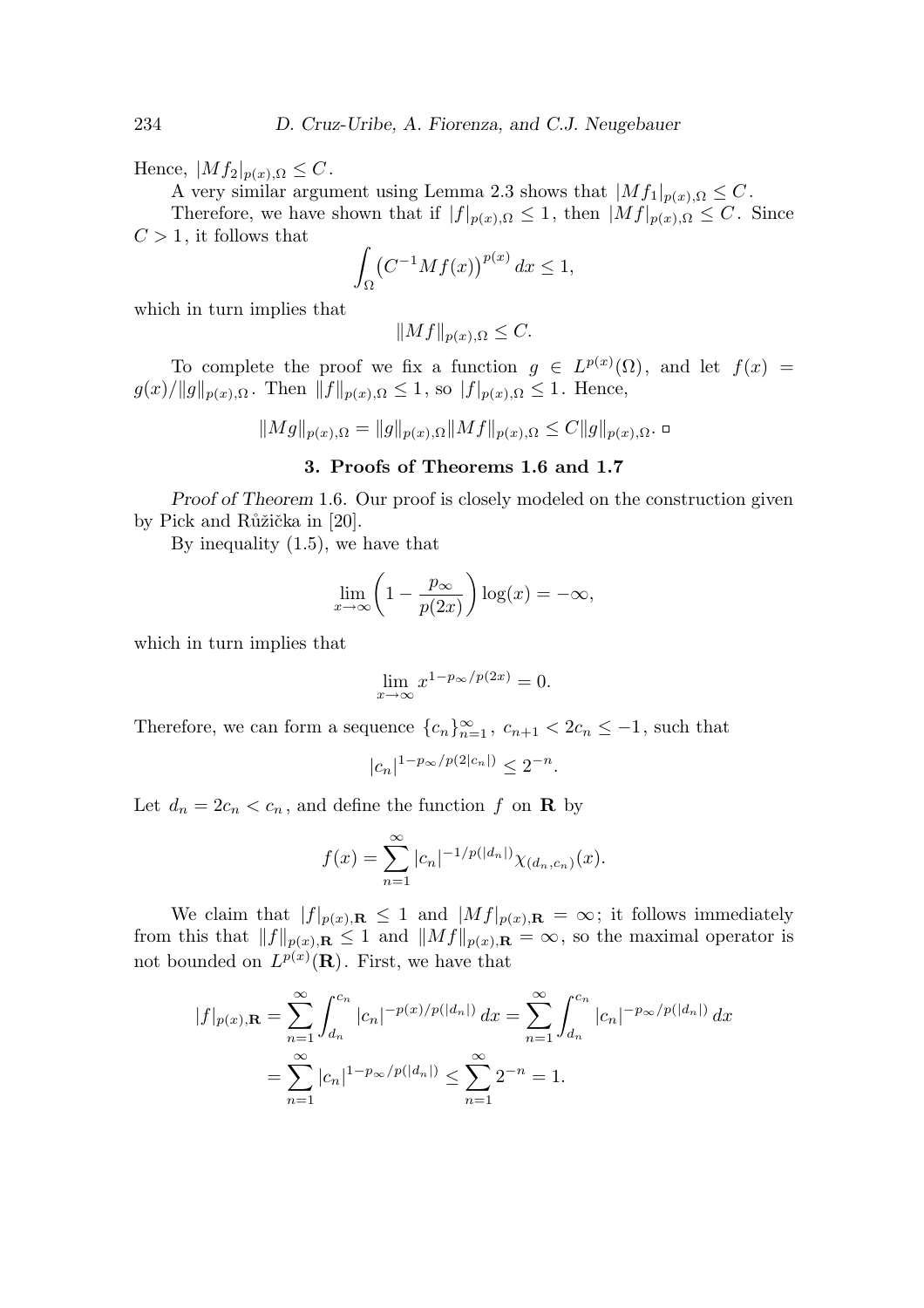Hence, $|Mf_2|_{p(x),\Omega} \leq C$.

A very similar argument using Lemma 2.3 shows that $|Mf_1|_{p(x),\Omega} \leq C$.

Therefore, we have shown that if $|f|_{p(x),\Omega} \leq 1$, then $|Mf|_{p(x),\Omega} \leq C$. Since $C > 1$, it follows that

$$\int_\Omega \big(C^{-1}Mf(x)\big)^{p(x)}\,dx \leq 1,$$

which in turn implies that

$$\|Mf\|_{p(x),\Omega} \leq C.$$

To complete the proof we fix a function $g \in L^{p(x)}(\Omega)$, and let $f(x) = g(x)/\|g\|_{p(x),\Omega}$. Then $\|f\|_{p(x),\Omega} \leq 1$, so $|f|_{p(x),\Omega} \leq 1$. Hence,

$$\|Mg\|_{p(x),\Omega} = \|g\|_{p(x),\Omega}\|Mf\|_{p(x),\Omega} \leq C\|g\|_{p(x),\Omega}. \ \square$$

## 3. Proofs of Theorems 1.6 and 1.7

*Proof of Theorem* 1.6. Our proof is closely modeled on the construction given by Pick and Růžička in [20].

By inequality (1.5), we have that

$$\lim_{x\to\infty}\left(1 - \frac{p_\infty}{p(2x)}\right)\log(x) = -\infty,$$

which in turn implies that

$$\lim_{x\to\infty} x^{1-p_\infty/p(2x)} = 0.$$

Therefore, we can form a sequence $\{c_n\}_{n=1}^\infty$, $c_{n+1} < 2c_n \leq -1$, such that

$$|c_n|^{1-p_\infty/p(2|c_n|)} \leq 2^{-n}.$$

Let $d_n = 2c_n < c_n$, and define the function $f$ on $\mathbf{R}$ by

$$f(x) = \sum_{n=1}^\infty |c_n|^{-1/p(|d_n|)}\chi_{(d_n,c_n)}(x).$$

We claim that $|f|_{p(x),\mathbf{R}} \leq 1$ and $|Mf|_{p(x),\mathbf{R}} = \infty$; it follows immediately from this that $\|f\|_{p(x),\mathbf{R}} \leq 1$ and $\|Mf\|_{p(x),\mathbf{R}} = \infty$, so the maximal operator is not bounded on $L^{p(x)}(\mathbf{R})$. First, we have that

$$\begin{aligned}
|f|_{p(x),\mathbf{R}} &= \sum_{n=1}^\infty \int_{d_n}^{c_n} |c_n|^{-p(x)/p(|d_n|)}\,dx = \sum_{n=1}^\infty \int_{d_n}^{c_n} |c_n|^{-p_\infty/p(|d_n|)}\,dx \\
&= \sum_{n=1}^\infty |c_n|^{1-p_\infty/p(|d_n|)} \leq \sum_{n=1}^\infty 2^{-n} = 1.
\end{aligned}$$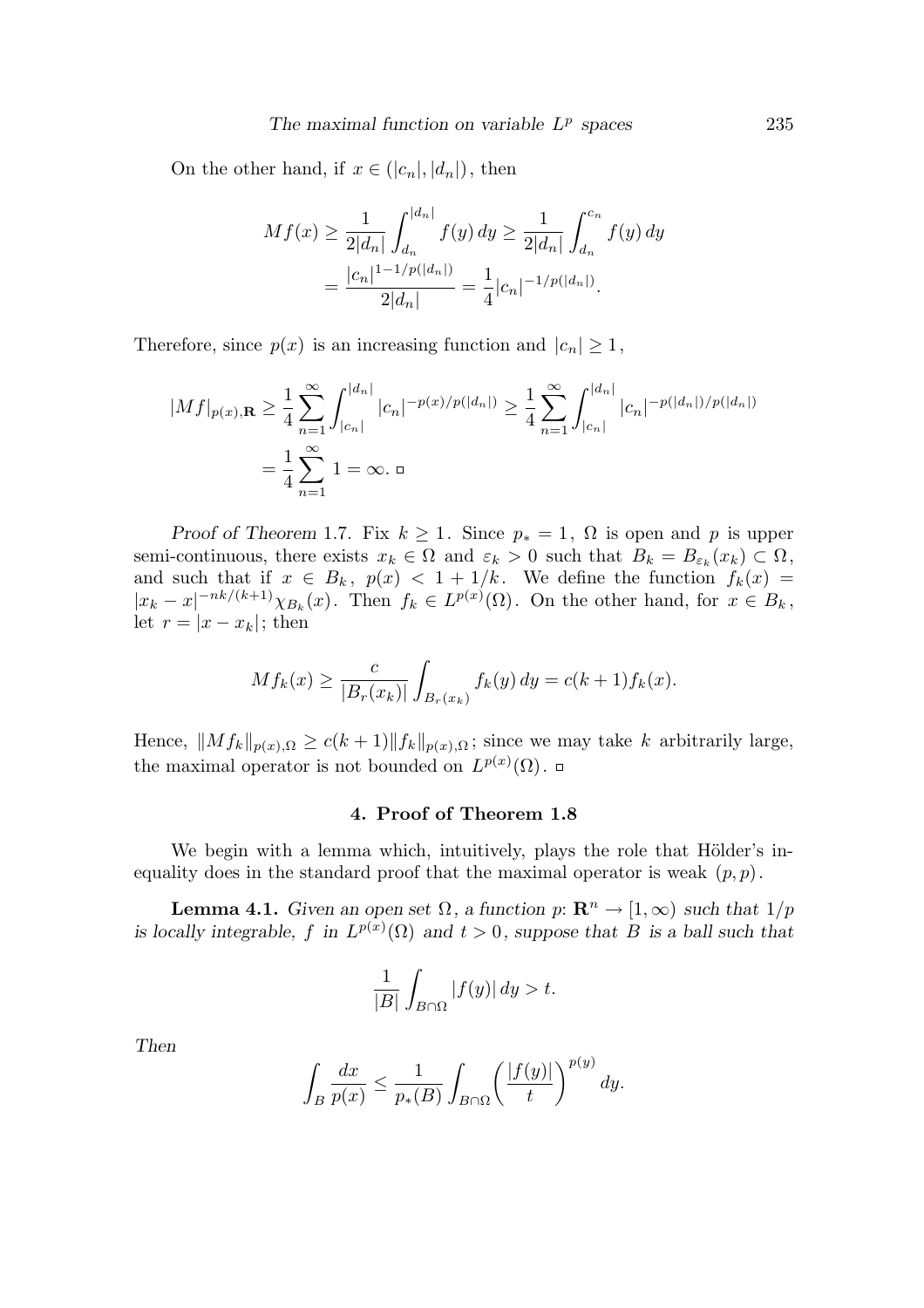On the other hand, if $x \in (|c_n|, |d_n|)$, then

$$Mf(x) \geq \frac{1}{2|d_n|} \int_{d_n}^{|d_n|} f(y)\,dy \geq \frac{1}{2|d_n|} \int_{d_n}^{c_n} f(y)\,dy$$
$$= \frac{|c_n|^{1-1/p(|d_n|)}}{2|d_n|} = \frac{1}{4}|c_n|^{-1/p(|d_n|)}.$$

Therefore, since $p(x)$ is an increasing function and $|c_n| \geq 1$,

$$|Mf|_{p(x),\mathbf{R}} \geq \frac{1}{4} \sum_{n=1}^{\infty} \int_{|c_n|}^{|d_n|} |c_n|^{-p(x)/p(|d_n|)} \geq \frac{1}{4} \sum_{n=1}^{\infty} \int_{|c_n|}^{|d_n|} |c_n|^{-p(|d_n|)/p(|d_n|)}$$
$$= \frac{1}{4} \sum_{n=1}^{\infty} 1 = \infty. \ \square$$

*Proof of Theorem* 1.7. Fix $k \geq 1$. Since $p_* = 1$, $\Omega$ is open and $p$ is upper semi-continuous, there exists $x_k \in \Omega$ and $\varepsilon_k > 0$ such that $B_k = B_{\varepsilon_k}(x_k) \subset \Omega$, and such that if $x \in B_k$, $p(x) < 1 + 1/k$. We define the function $f_k(x) = |x_k - x|^{-nk/(k+1)} \chi_{B_k}(x)$. Then $f_k \in L^{p(x)}(\Omega)$. On the other hand, for $x \in B_k$, let $r = |x - x_k|$; then

$$Mf_k(x) \geq \frac{c}{|B_r(x_k)|} \int_{B_r(x_k)} f_k(y)\,dy = c(k+1)f_k(x).$$

Hence, $\|Mf_k\|_{p(x),\Omega} \geq c(k+1)\|f_k\|_{p(x),\Omega}$; since we may take $k$ arbitrarily large, the maximal operator is not bounded on $L^{p(x)}(\Omega)$. $\square$

## 4. Proof of Theorem 1.8

We begin with a lemma which, intuitively, plays the role that Hölder's inequality does in the standard proof that the maximal operator is weak $(p,p)$.

**Lemma 4.1.** *Given an open set $\Omega$, a function $p\colon \mathbf{R}^n \to [1,\infty)$ such that $1/p$ is locally integrable, $f$ in $L^{p(x)}(\Omega)$ and $t > 0$, suppose that $B$ is a ball such that*

$$\frac{1}{|B|} \int_{B\cap\Omega} |f(y)|\,dy > t.$$

*Then*

$$\int_B \frac{dx}{p(x)} \leq \frac{1}{p_*(B)} \int_{B\cap\Omega} \left(\frac{|f(y)|}{t}\right)^{p(y)} dy.$$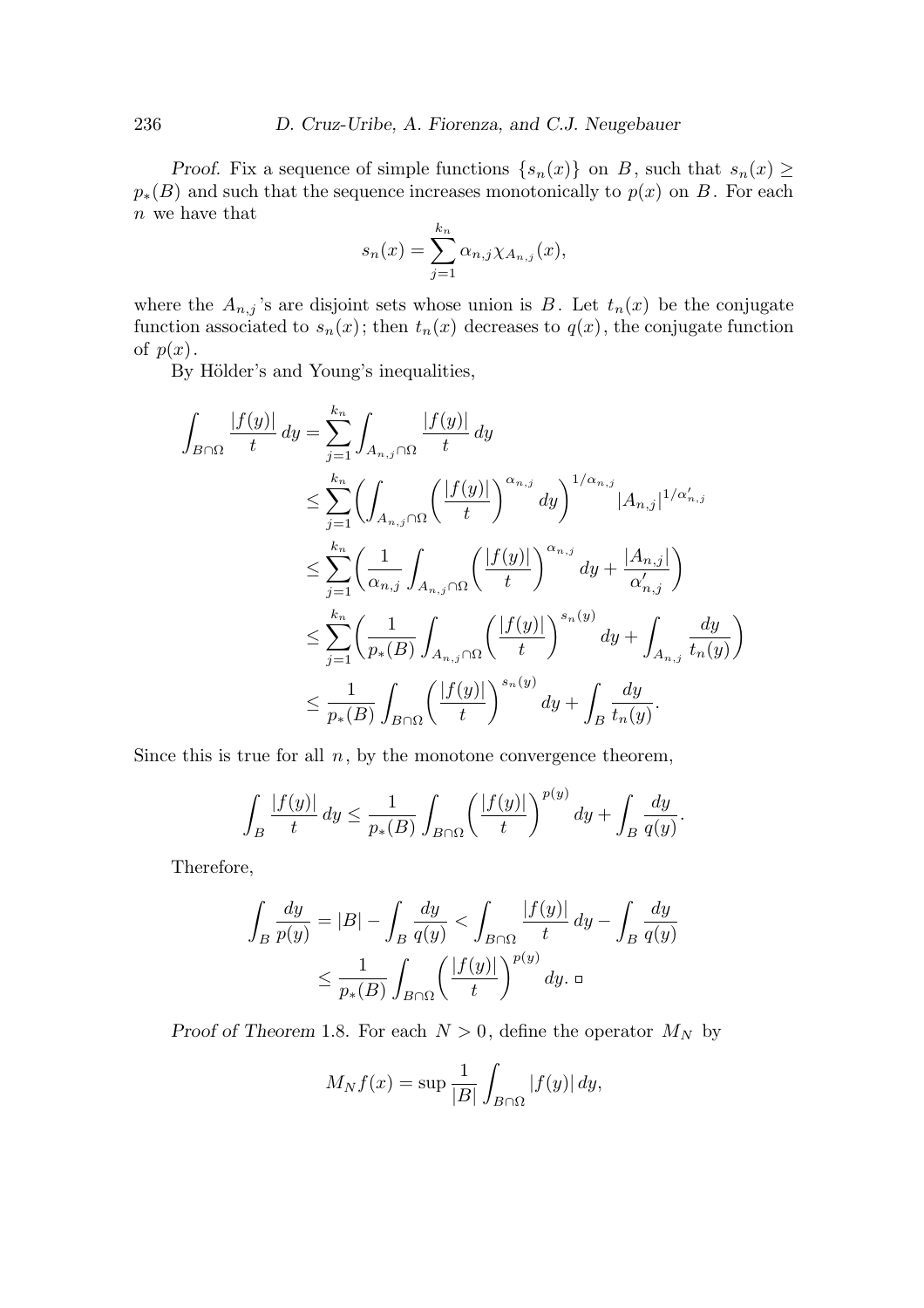*Proof.* Fix a sequence of simple functions $\{s_n(x)\}$ on $B$, such that $s_n(x) \geq p_*(B)$ and such that the sequence increases monotonically to $p(x)$ on $B$. For each $n$ we have that

$$s_n(x) = \sum_{j=1}^{k_n} \alpha_{n,j} \chi_{A_{n,j}}(x),$$

where the $A_{n,j}$'s are disjoint sets whose union is $B$. Let $t_n(x)$ be the conjugate function associated to $s_n(x)$; then $t_n(x)$ decreases to $q(x)$, the conjugate function of $p(x)$.

By Hölder's and Young's inequalities,

$$\begin{aligned}
\int_{B\cap\Omega} \frac{|f(y)|}{t}\,dy &= \sum_{j=1}^{k_n} \int_{A_{n,j}\cap\Omega} \frac{|f(y)|}{t}\,dy \\
&\leq \sum_{j=1}^{k_n} \left( \int_{A_{n,j}\cap\Omega} \left(\frac{|f(y)|}{t}\right)^{\alpha_{n,j}} dy \right)^{1/\alpha_{n,j}} |A_{n,j}|^{1/\alpha'_{n,j}} \\
&\leq \sum_{j=1}^{k_n} \left( \frac{1}{\alpha_{n,j}} \int_{A_{n,j}\cap\Omega} \left(\frac{|f(y)|}{t}\right)^{\alpha_{n,j}} dy + \frac{|A_{n,j}|}{\alpha'_{n,j}} \right) \\
&\leq \sum_{j=1}^{k_n} \left( \frac{1}{p_*(B)} \int_{A_{n,j}\cap\Omega} \left(\frac{|f(y)|}{t}\right)^{s_n(y)} dy + \int_{A_{n,j}} \frac{dy}{t_n(y)} \right) \\
&\leq \frac{1}{p_*(B)} \int_{B\cap\Omega} \left(\frac{|f(y)|}{t}\right)^{s_n(y)} dy + \int_B \frac{dy}{t_n(y)}.
\end{aligned}$$

Since this is true for all $n$, by the monotone convergence theorem,

$$\int_B \frac{|f(y)|}{t}\,dy \leq \frac{1}{p_*(B)} \int_{B\cap\Omega} \left(\frac{|f(y)|}{t}\right)^{p(y)} dy + \int_B \frac{dy}{q(y)}.$$

Therefore,

$$\begin{aligned}
\int_B \frac{dy}{p(y)} = |B| - \int_B \frac{dy}{q(y)} &< \int_{B\cap\Omega} \frac{|f(y)|}{t}\,dy - \int_B \frac{dy}{q(y)} \\
&\leq \frac{1}{p_*(B)} \int_{B\cap\Omega} \left(\frac{|f(y)|}{t}\right)^{p(y)} dy. \quad \square
\end{aligned}$$

*Proof of Theorem* 1.8. For each $N > 0$, define the operator $M_N$ by

$$M_N f(x) = \sup \frac{1}{|B|} \int_{B\cap\Omega} |f(y)|\,dy,$$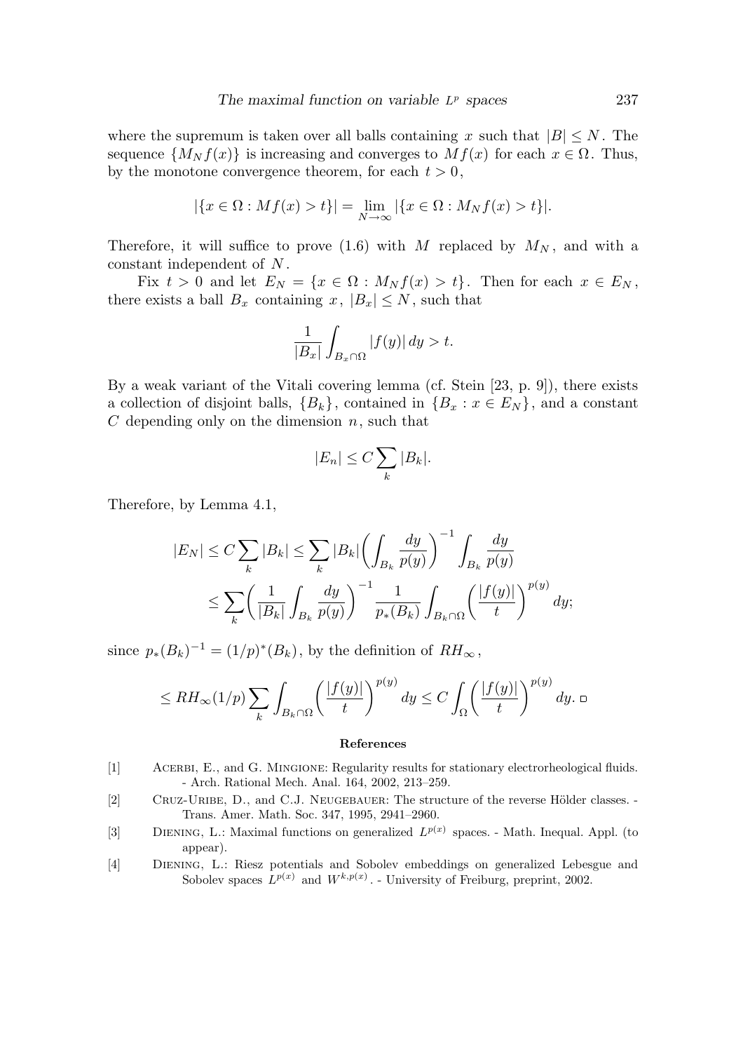where the supremum is taken over all balls containing $x$ such that $|B| \leq N$. The sequence $\{M_N f(x)\}$ is increasing and converges to $Mf(x)$ for each $x \in \Omega$. Thus, by the monotone convergence theorem, for each $t > 0$,

$$|\{x \in \Omega : Mf(x) > t\}| = \lim_{N\to\infty} |\{x \in \Omega : M_N f(x) > t\}|.$$

Therefore, it will suffice to prove (1.6) with $M$ replaced by $M_N$, and with a constant independent of $N$.

Fix $t > 0$ and let $E_N = \{x \in \Omega : M_N f(x) > t\}$. Then for each $x \in E_N$, there exists a ball $B_x$ containing $x$, $|B_x| \leq N$, such that

$$\frac{1}{|B_x|} \int_{B_x \cap \Omega} |f(y)|\, dy > t.$$

By a weak variant of the Vitali covering lemma (cf. Stein [23, p. 9]), there exists a collection of disjoint balls, $\{B_k\}$, contained in $\{B_x : x \in E_N\}$, and a constant $C$ depending only on the dimension $n$, such that

$$|E_n| \leq C \sum_k |B_k|.$$

Therefore, by Lemma 4.1,

$$\begin{aligned}
|E_N| &\leq C \sum_k |B_k| \leq \sum_k |B_k| \biggl( \int_{B_k} \frac{dy}{p(y)} \biggr)^{-1} \int_{B_k} \frac{dy}{p(y)} \\
&\leq \sum_k \biggl( \frac{1}{|B_k|} \int_{B_k} \frac{dy}{p(y)} \biggr)^{-1} \frac{1}{p_*(B_k)} \int_{B_k \cap \Omega} \biggl( \frac{|f(y)|}{t} \biggr)^{p(y)} dy;
\end{aligned}$$

since $p_*(B_k)^{-1} = (1/p)^*(B_k)$, by the definition of $RH_\infty$,

$$\leq RH_\infty(1/p) \sum_k \int_{B_k \cap \Omega} \biggl( \frac{|f(y)|}{t} \biggr)^{p(y)} dy \leq C \int_\Omega \biggl( \frac{|f(y)|}{t} \biggr)^{p(y)} dy. \ \square$$

## References

[1] Acerbi, E., and G. Mingione: Regularity results for stationary electrorheological fluids. - Arch. Rational Mech. Anal. 164, 2002, 213–259.

[2] Cruz-Uribe, D., and C.J. Neugebauer: The structure of the reverse Hölder classes. - Trans. Amer. Math. Soc. 347, 1995, 2941–2960.

[3] Diening, L.: Maximal functions on generalized $L^{p(x)}$ spaces. - Math. Inequal. Appl. (to appear).

[4] Diening, L.: Riesz potentials and Sobolev embeddings on generalized Lebesgue and Sobolev spaces $L^{p(x)}$ and $W^{k,p(x)}$. - University of Freiburg, preprint, 2002.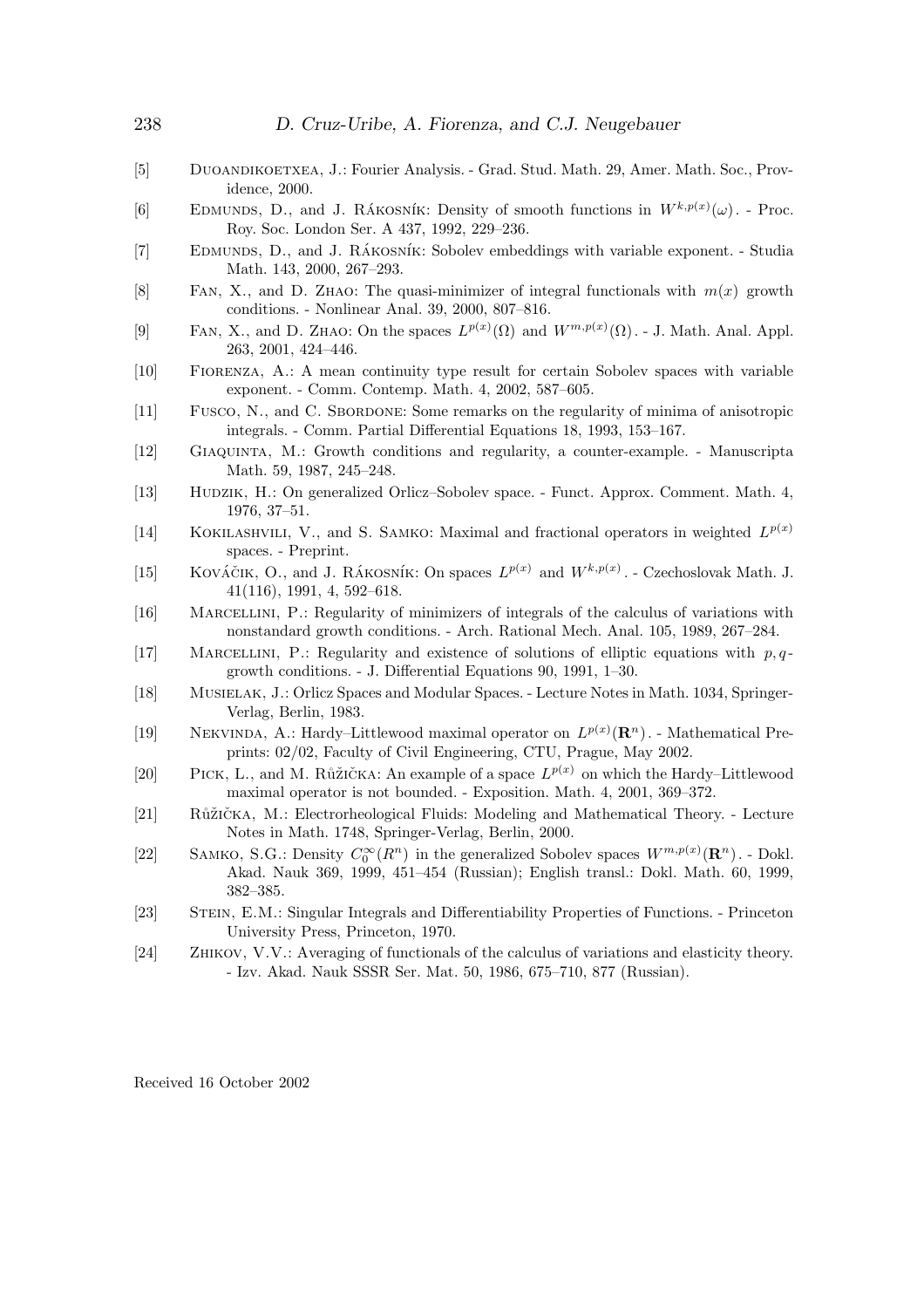[5] Duoandikoetxea, J.: Fourier Analysis. - Grad. Stud. Math. 29, Amer. Math. Soc., Providence, 2000.

[6] Edmunds, D., and J. Rákosník: Density of smooth functions in $W^{k,p(x)}(\omega)$. - Proc. Roy. Soc. London Ser. A 437, 1992, 229–236.

[7] Edmunds, D., and J. Rákosník: Sobolev embeddings with variable exponent. - Studia Math. 143, 2000, 267–293.

[8] Fan, X., and D. Zhao: The quasi-minimizer of integral functionals with $m(x)$ growth conditions. - Nonlinear Anal. 39, 2000, 807–816.

[9] Fan, X., and D. Zhao: On the spaces $L^{p(x)}(\Omega)$ and $W^{m,p(x)}(\Omega)$. - J. Math. Anal. Appl. 263, 2001, 424–446.

[10] Fiorenza, A.: A mean continuity type result for certain Sobolev spaces with variable exponent. - Comm. Contemp. Math. 4, 2002, 587–605.

[11] Fusco, N., and C. Sbordone: Some remarks on the regularity of minima of anisotropic integrals. - Comm. Partial Differential Equations 18, 1993, 153–167.

[12] Giaquinta, M.: Growth conditions and regularity, a counter-example. - Manuscripta Math. 59, 1987, 245–248.

[13] Hudzik, H.: On generalized Orlicz–Sobolev space. - Funct. Approx. Comment. Math. 4, 1976, 37–51.

[14] Kokilashvili, V., and S. Samko: Maximal and fractional operators in weighted $L^{p(x)}$ spaces. - Preprint.

[15] Kováčik, O., and J. Rákosník: On spaces $L^{p(x)}$ and $W^{k,p(x)}$. - Czechoslovak Math. J. 41(116), 1991, 4, 592–618.

[16] Marcellini, P.: Regularity of minimizers of integrals of the calculus of variations with nonstandard growth conditions. - Arch. Rational Mech. Anal. 105, 1989, 267–284.

[17] Marcellini, P.: Regularity and existence of solutions of elliptic equations with $p,q$-growth conditions. - J. Differential Equations 90, 1991, 1–30.

[18] Musielak, J.: Orlicz Spaces and Modular Spaces. - Lecture Notes in Math. 1034, Springer-Verlag, Berlin, 1983.

[19] Nekvinda, A.: Hardy–Littlewood maximal operator on $L^{p(x)}(\mathbf{R}^n)$. - Mathematical Preprints: 02/02, Faculty of Civil Engineering, CTU, Prague, May 2002.

[20] Pick, L., and M. Růžička: An example of a space $L^{p(x)}$ on which the Hardy–Littlewood maximal operator is not bounded. - Exposition. Math. 4, 2001, 369–372.

[21] Růžička, M.: Electrorheological Fluids: Modeling and Mathematical Theory. - Lecture Notes in Math. 1748, Springer-Verlag, Berlin, 2000.

[22] Samko, S.G.: Density $C_0^\infty(R^n)$ in the generalized Sobolev spaces $W^{m,p(x)}(\mathbf{R}^n)$. - Dokl. Akad. Nauk 369, 1999, 451–454 (Russian); English transl.: Dokl. Math. 60, 1999, 382–385.

[23] Stein, E.M.: Singular Integrals and Differentiability Properties of Functions. - Princeton University Press, Princeton, 1970.

[24] Zhikov, V.V.: Averaging of functionals of the calculus of variations and elasticity theory. - Izv. Akad. Nauk SSSR Ser. Mat. 50, 1986, 675–710, 877 (Russian).

Received 16 October 2002